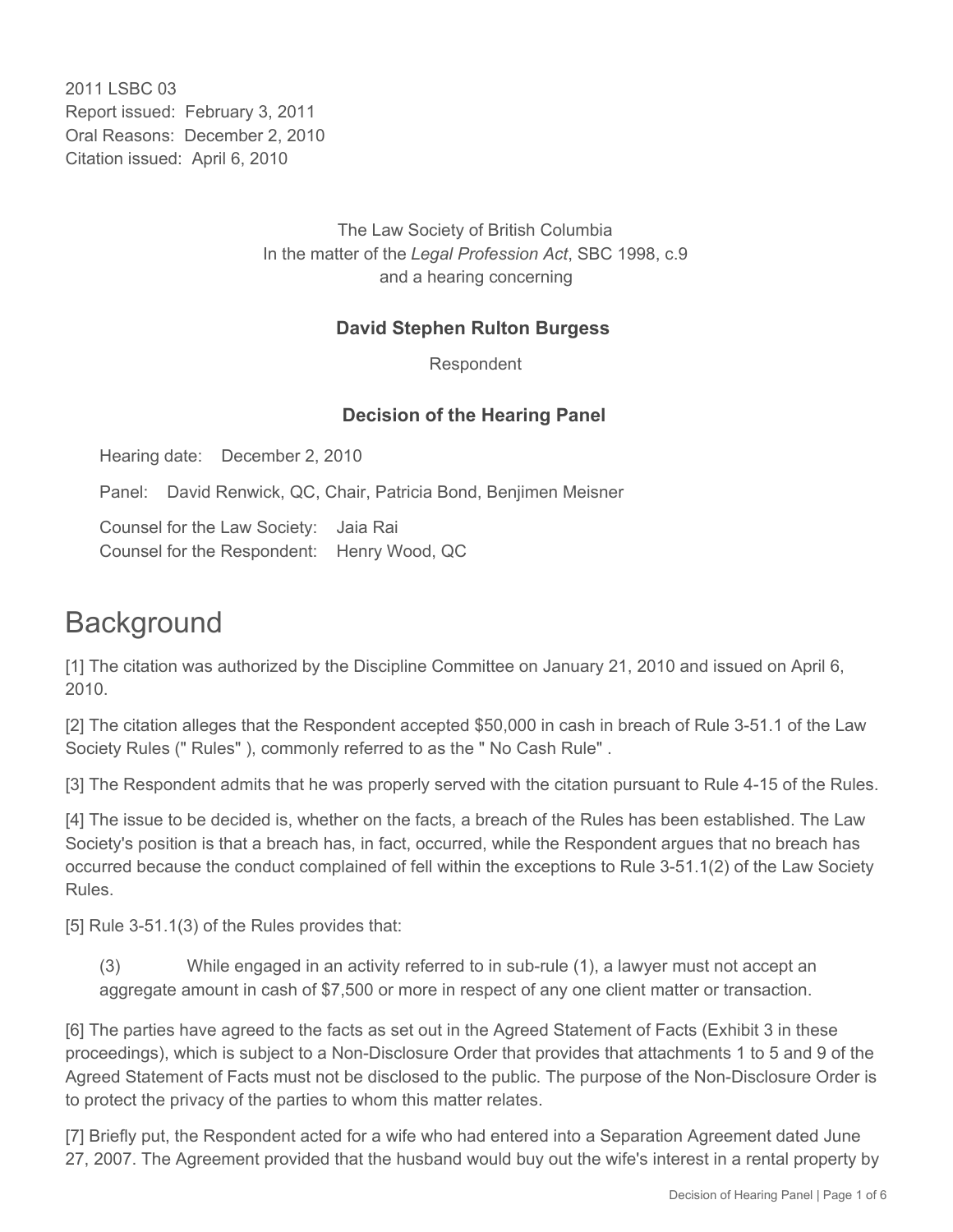2011 LSBC 03
Report issued: February 3, 2011
Oral Reasons: December 2, 2010
Citation issued: April 6, 2010

The Law Society of British Columbia
In the matter of the *Legal Profession Act*, SBC 1998, c.9
and a hearing concerning

**David Stephen Rulton Burgess**

Respondent

**Decision of the Hearing Panel**

Hearing date: December 2, 2010

Panel: David Renwick, QC, Chair, Patricia Bond, Benjimen Meisner

Counsel for the Law Society: Jaia Rai
Counsel for the Respondent: Henry Wood, QC

# Background

[1] The citation was authorized by the Discipline Committee on January 21, 2010 and issued on April 6, 2010.

[2] The citation alleges that the Respondent accepted $50,000 in cash in breach of Rule 3-51.1 of the Law Society Rules (" Rules" ), commonly referred to as the " No Cash Rule" .

[3] The Respondent admits that he was properly served with the citation pursuant to Rule 4-15 of the Rules.

[4] The issue to be decided is, whether on the facts, a breach of the Rules has been established. The Law Society's position is that a breach has, in fact, occurred, while the Respondent argues that no breach has occurred because the conduct complained of fell within the exceptions to Rule 3-51.1(2) of the Law Society Rules.

[5] Rule 3-51.1(3) of the Rules provides that:

> (3) While engaged in an activity referred to in sub-rule (1), a lawyer must not accept an aggregate amount in cash of $7,500 or more in respect of any one client matter or transaction.

[6] The parties have agreed to the facts as set out in the Agreed Statement of Facts (Exhibit 3 in these proceedings), which is subject to a Non-Disclosure Order that provides that attachments 1 to 5 and 9 of the Agreed Statement of Facts must not be disclosed to the public. The purpose of the Non-Disclosure Order is to protect the privacy of the parties to whom this matter relates.

[7] Briefly put, the Respondent acted for a wife who had entered into a Separation Agreement dated June 27, 2007. The Agreement provided that the husband would buy out the wife's interest in a rental property by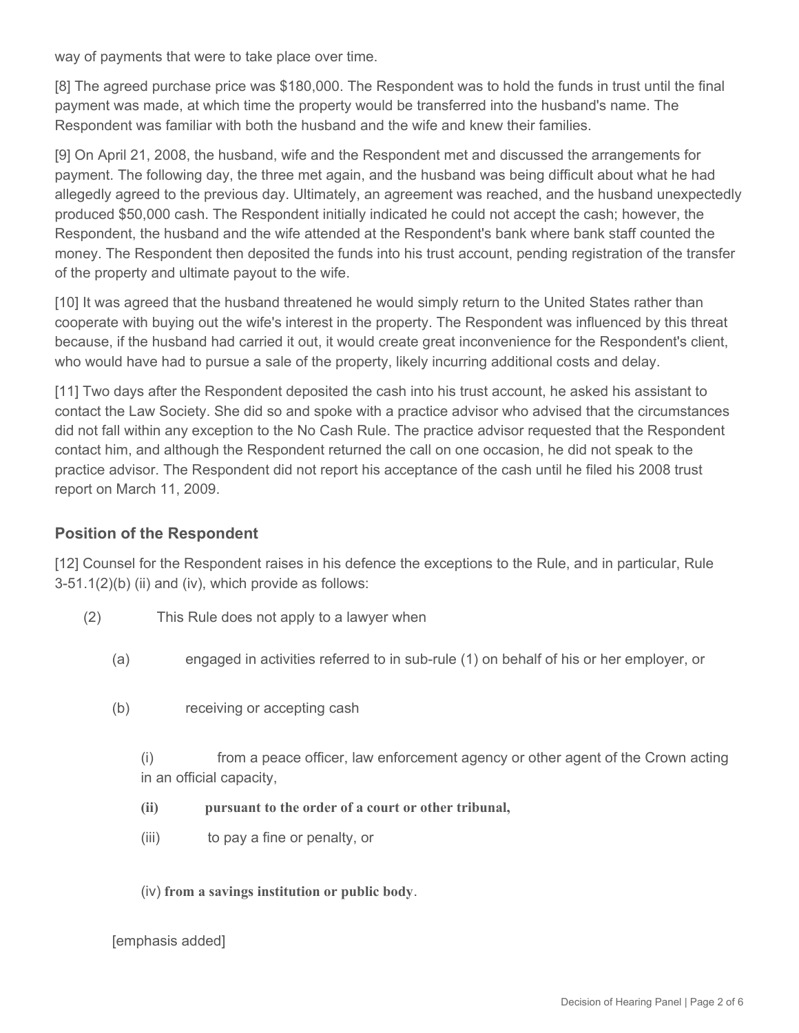way of payments that were to take place over time.

[8] The agreed purchase price was $180,000. The Respondent was to hold the funds in trust until the final payment was made, at which time the property would be transferred into the husband's name. The Respondent was familiar with both the husband and the wife and knew their families.

[9] On April 21, 2008, the husband, wife and the Respondent met and discussed the arrangements for payment. The following day, the three met again, and the husband was being difficult about what he had allegedly agreed to the previous day. Ultimately, an agreement was reached, and the husband unexpectedly produced $50,000 cash. The Respondent initially indicated he could not accept the cash; however, the Respondent, the husband and the wife attended at the Respondent's bank where bank staff counted the money. The Respondent then deposited the funds into his trust account, pending registration of the transfer of the property and ultimate payout to the wife.

[10] It was agreed that the husband threatened he would simply return to the United States rather than cooperate with buying out the wife's interest in the property. The Respondent was influenced by this threat because, if the husband had carried it out, it would create great inconvenience for the Respondent's client, who would have had to pursue a sale of the property, likely incurring additional costs and delay.

[11] Two days after the Respondent deposited the cash into his trust account, he asked his assistant to contact the Law Society. She did so and spoke with a practice advisor who advised that the circumstances did not fall within any exception to the No Cash Rule. The practice advisor requested that the Respondent contact him, and although the Respondent returned the call on one occasion, he did not speak to the practice advisor. The Respondent did not report his acceptance of the cash until he filed his 2008 trust report on March 11, 2009.

### Position of the Respondent

[12] Counsel for the Respondent raises in his defence the exceptions to the Rule, and in particular, Rule 3-51.1(2)(b) (ii) and (iv), which provide as follows:

> (2) This Rule does not apply to a lawyer when
>
> (a) engaged in activities referred to in sub-rule (1) on behalf of his or her employer, or
>
> (b) receiving or accepting cash
>
> (i) from a peace officer, law enforcement agency or other agent of the Crown acting in an official capacity,
>
> **(ii) pursuant to the order of a court or other tribunal,**
>
> (iii) to pay a fine or penalty, or
>
> (iv) **from a savings institution or public body**.
>
> [emphasis added]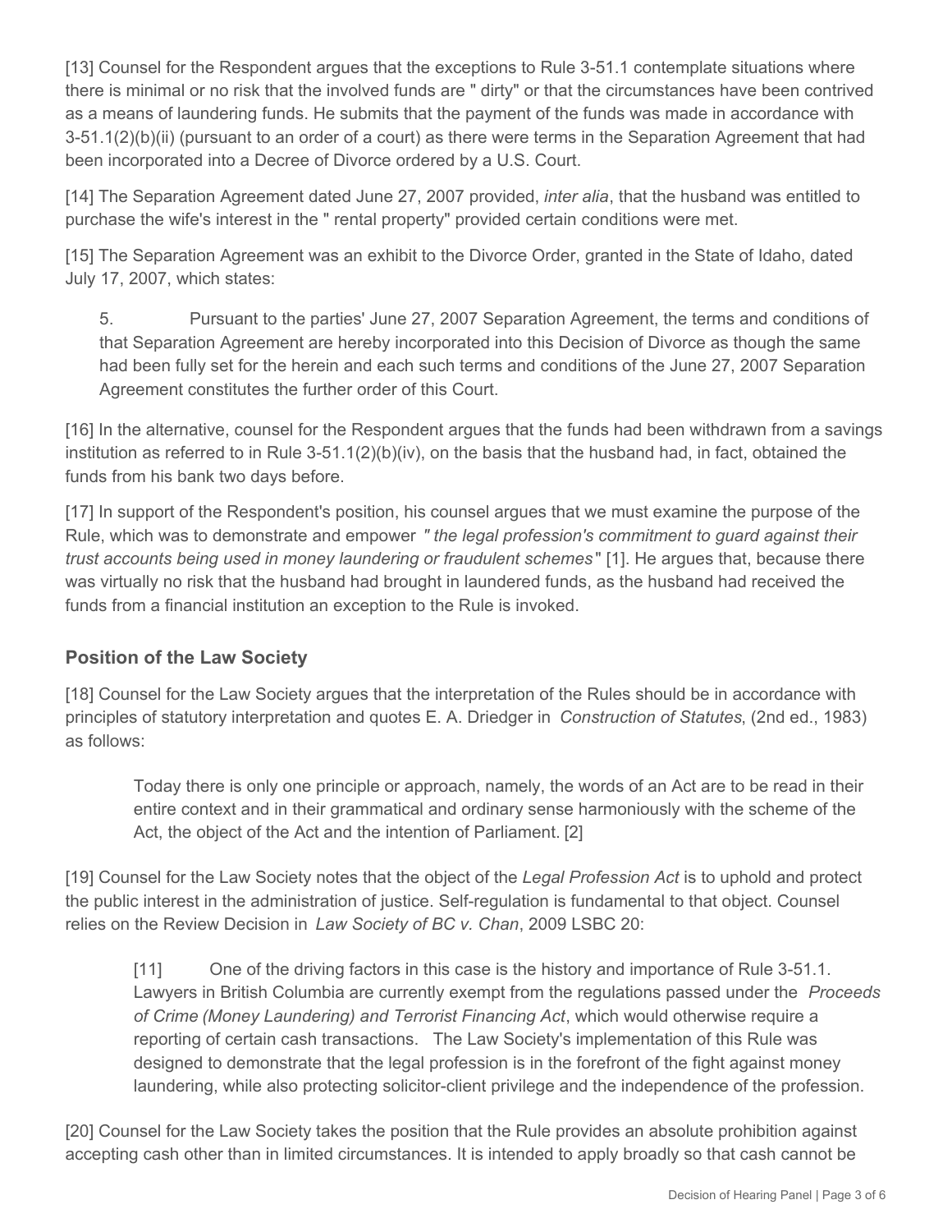[13] Counsel for the Respondent argues that the exceptions to Rule 3-51.1 contemplate situations where there is minimal or no risk that the involved funds are " dirty" or that the circumstances have been contrived as a means of laundering funds. He submits that the payment of the funds was made in accordance with 3-51.1(2)(b)(ii) (pursuant to an order of a court) as there were terms in the Separation Agreement that had been incorporated into a Decree of Divorce ordered by a U.S. Court.

[14] The Separation Agreement dated June 27, 2007 provided, *inter alia*, that the husband was entitled to purchase the wife's interest in the " rental property" provided certain conditions were met.

[15] The Separation Agreement was an exhibit to the Divorce Order, granted in the State of Idaho, dated July 17, 2007, which states:

> 5. Pursuant to the parties' June 27, 2007 Separation Agreement, the terms and conditions of that Separation Agreement are hereby incorporated into this Decision of Divorce as though the same had been fully set for the herein and each such terms and conditions of the June 27, 2007 Separation Agreement constitutes the further order of this Court.

[16] In the alternative, counsel for the Respondent argues that the funds had been withdrawn from a savings institution as referred to in Rule 3-51.1(2)(b)(iv), on the basis that the husband had, in fact, obtained the funds from his bank two days before.

[17] In support of the Respondent's position, his counsel argues that we must examine the purpose of the Rule, which was to demonstrate and empower *" the legal profession's commitment to guard against their trust accounts being used in money laundering or fraudulent schemes"* [1]. He argues that, because there was virtually no risk that the husband had brought in laundered funds, as the husband had received the funds from a financial institution an exception to the Rule is invoked.

## Position of the Law Society

[18] Counsel for the Law Society argues that the interpretation of the Rules should be in accordance with principles of statutory interpretation and quotes E. A. Driedger in *Construction of Statutes*, (2nd ed., 1983) as follows:

> Today there is only one principle or approach, namely, the words of an Act are to be read in their entire context and in their grammatical and ordinary sense harmoniously with the scheme of the Act, the object of the Act and the intention of Parliament. [2]

[19] Counsel for the Law Society notes that the object of the *Legal Profession Act* is to uphold and protect the public interest in the administration of justice. Self-regulation is fundamental to that object. Counsel relies on the Review Decision in *Law Society of BC v. Chan*, 2009 LSBC 20:

> [11] One of the driving factors in this case is the history and importance of Rule 3-51.1. Lawyers in British Columbia are currently exempt from the regulations passed under the *Proceeds of Crime (Money Laundering) and Terrorist Financing Act*, which would otherwise require a reporting of certain cash transactions. The Law Society's implementation of this Rule was designed to demonstrate that the legal profession is in the forefront of the fight against money laundering, while also protecting solicitor-client privilege and the independence of the profession.

[20] Counsel for the Law Society takes the position that the Rule provides an absolute prohibition against accepting cash other than in limited circumstances. It is intended to apply broadly so that cash cannot be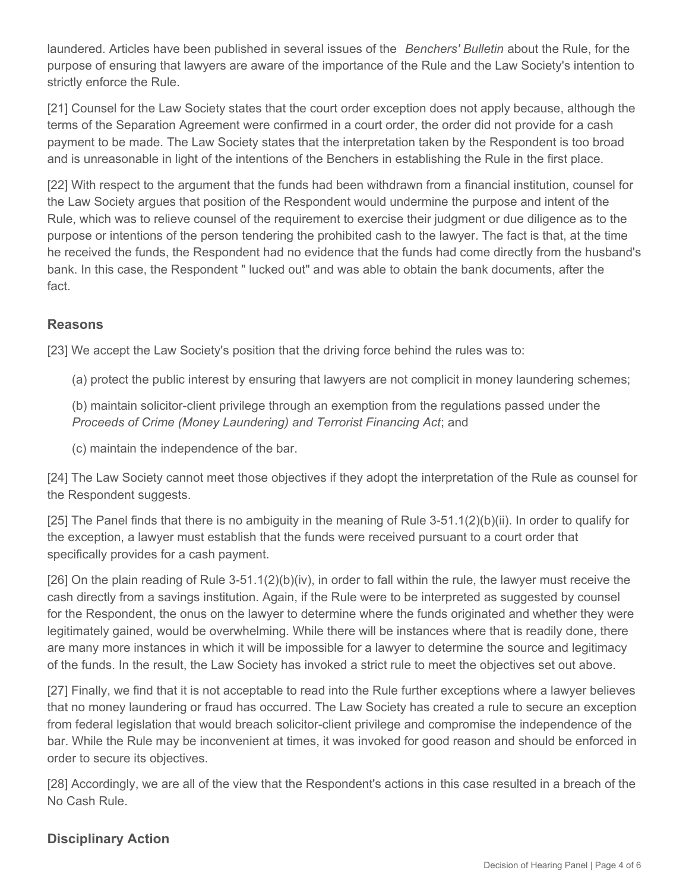laundered. Articles have been published in several issues of the *Benchers' Bulletin* about the Rule, for the purpose of ensuring that lawyers are aware of the importance of the Rule and the Law Society's intention to strictly enforce the Rule.

[21] Counsel for the Law Society states that the court order exception does not apply because, although the terms of the Separation Agreement were confirmed in a court order, the order did not provide for a cash payment to be made. The Law Society states that the interpretation taken by the Respondent is too broad and is unreasonable in light of the intentions of the Benchers in establishing the Rule in the first place.

[22] With respect to the argument that the funds had been withdrawn from a financial institution, counsel for the Law Society argues that position of the Respondent would undermine the purpose and intent of the Rule, which was to relieve counsel of the requirement to exercise their judgment or due diligence as to the purpose or intentions of the person tendering the prohibited cash to the lawyer. The fact is that, at the time he received the funds, the Respondent had no evidence that the funds had come directly from the husband's bank. In this case, the Respondent " lucked out" and was able to obtain the bank documents, after the fact.

## Reasons

[23] We accept the Law Society's position that the driving force behind the rules was to:

(a) protect the public interest by ensuring that lawyers are not complicit in money laundering schemes;

(b) maintain solicitor-client privilege through an exemption from the regulations passed under the *Proceeds of Crime (Money Laundering) and Terrorist Financing Act*; and

(c) maintain the independence of the bar.

[24] The Law Society cannot meet those objectives if they adopt the interpretation of the Rule as counsel for the Respondent suggests.

[25] The Panel finds that there is no ambiguity in the meaning of Rule 3-51.1(2)(b)(ii). In order to qualify for the exception, a lawyer must establish that the funds were received pursuant to a court order that specifically provides for a cash payment.

[26] On the plain reading of Rule 3-51.1(2)(b)(iv), in order to fall within the rule, the lawyer must receive the cash directly from a savings institution. Again, if the Rule were to be interpreted as suggested by counsel for the Respondent, the onus on the lawyer to determine where the funds originated and whether they were legitimately gained, would be overwhelming. While there will be instances where that is readily done, there are many more instances in which it will be impossible for a lawyer to determine the source and legitimacy of the funds. In the result, the Law Society has invoked a strict rule to meet the objectives set out above.

[27] Finally, we find that it is not acceptable to read into the Rule further exceptions where a lawyer believes that no money laundering or fraud has occurred. The Law Society has created a rule to secure an exception from federal legislation that would breach solicitor-client privilege and compromise the independence of the bar. While the Rule may be inconvenient at times, it was invoked for good reason and should be enforced in order to secure its objectives.

[28] Accordingly, we are all of the view that the Respondent's actions in this case resulted in a breach of the No Cash Rule.

## Disciplinary Action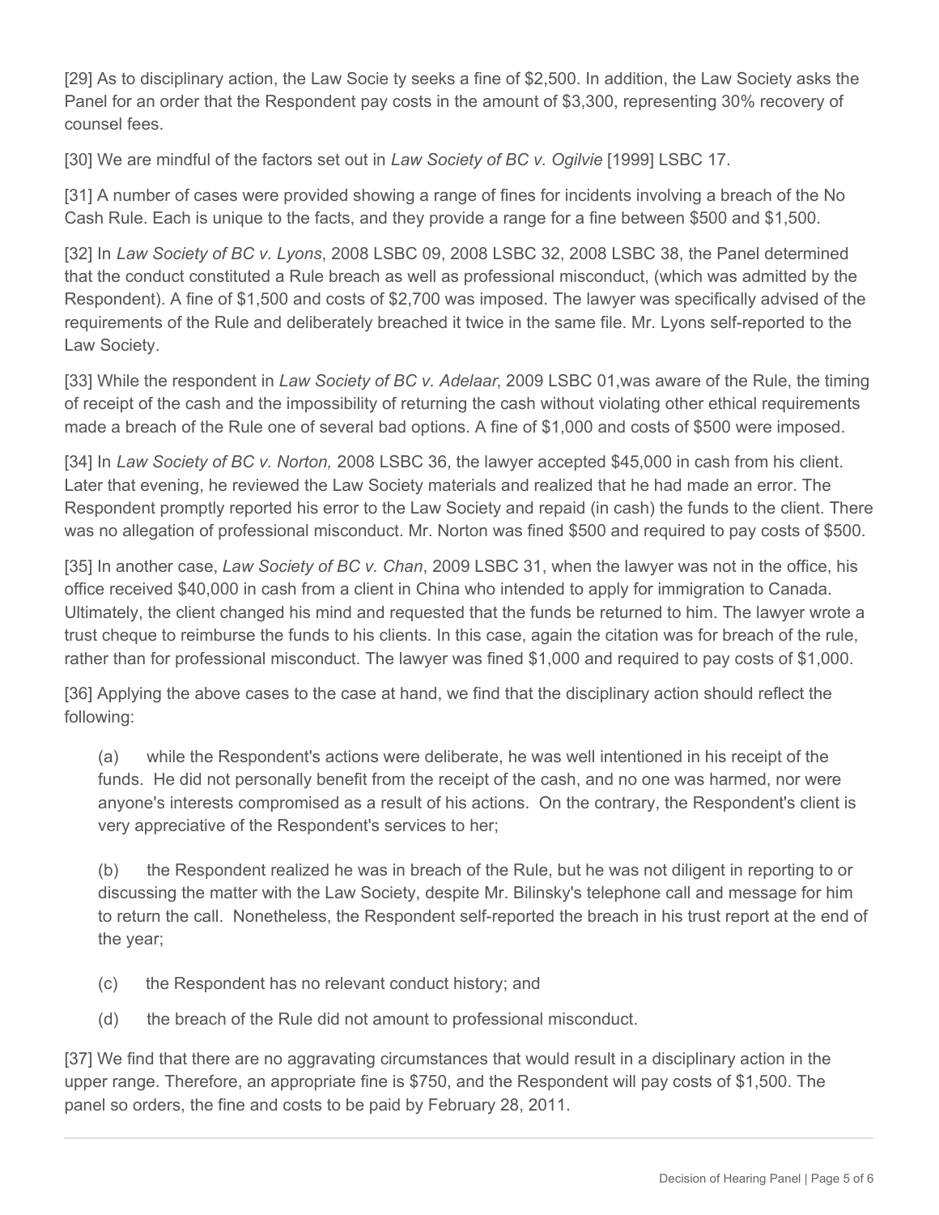[29] As to disciplinary action, the Law Socie ty seeks a fine of $2,500. In addition, the Law Society asks the Panel for an order that the Respondent pay costs in the amount of $3,300, representing 30% recovery of counsel fees.

[30] We are mindful of the factors set out in *Law Society of BC v. Ogilvie* [1999] LSBC 17.

[31] A number of cases were provided showing a range of fines for incidents involving a breach of the No Cash Rule. Each is unique to the facts, and they provide a range for a fine between $500 and $1,500.

[32] In *Law Society of BC v. Lyons*, 2008 LSBC 09, 2008 LSBC 32, 2008 LSBC 38, the Panel determined that the conduct constituted a Rule breach as well as professional misconduct, (which was admitted by the Respondent). A fine of $1,500 and costs of $2,700 was imposed. The lawyer was specifically advised of the requirements of the Rule and deliberately breached it twice in the same file. Mr. Lyons self-reported to the Law Society.

[33] While the respondent in *Law Society of BC v. Adelaar*, 2009 LSBC 01,was aware of the Rule, the timing of receipt of the cash and the impossibility of returning the cash without violating other ethical requirements made a breach of the Rule one of several bad options. A fine of $1,000 and costs of $500 were imposed.

[34] In *Law Society of BC v. Norton,* 2008 LSBC 36, the lawyer accepted $45,000 in cash from his client. Later that evening, he reviewed the Law Society materials and realized that he had made an error. The Respondent promptly reported his error to the Law Society and repaid (in cash) the funds to the client. There was no allegation of professional misconduct. Mr. Norton was fined $500 and required to pay costs of $500.

[35] In another case, *Law Society of BC v. Chan*, 2009 LSBC 31, when the lawyer was not in the office, his office received $40,000 in cash from a client in China who intended to apply for immigration to Canada. Ultimately, the client changed his mind and requested that the funds be returned to him. The lawyer wrote a trust cheque to reimburse the funds to his clients. In this case, again the citation was for breach of the rule, rather than for professional misconduct. The lawyer was fined $1,000 and required to pay costs of $1,000.

[36] Applying the above cases to the case at hand, we find that the disciplinary action should reflect the following:

(a) while the Respondent's actions were deliberate, he was well intentioned in his receipt of the funds. He did not personally benefit from the receipt of the cash, and no one was harmed, nor were anyone's interests compromised as a result of his actions. On the contrary, the Respondent's client is very appreciative of the Respondent's services to her;

(b) the Respondent realized he was in breach of the Rule, but he was not diligent in reporting to or discussing the matter with the Law Society, despite Mr. Bilinsky's telephone call and message for him to return the call. Nonetheless, the Respondent self-reported the breach in his trust report at the end of the year;

(c) the Respondent has no relevant conduct history; and

(d) the breach of the Rule did not amount to professional misconduct.

[37] We find that there are no aggravating circumstances that would result in a disciplinary action in the upper range. Therefore, an appropriate fine is $750, and the Respondent will pay costs of $1,500. The panel so orders, the fine and costs to be paid by February 28, 2011.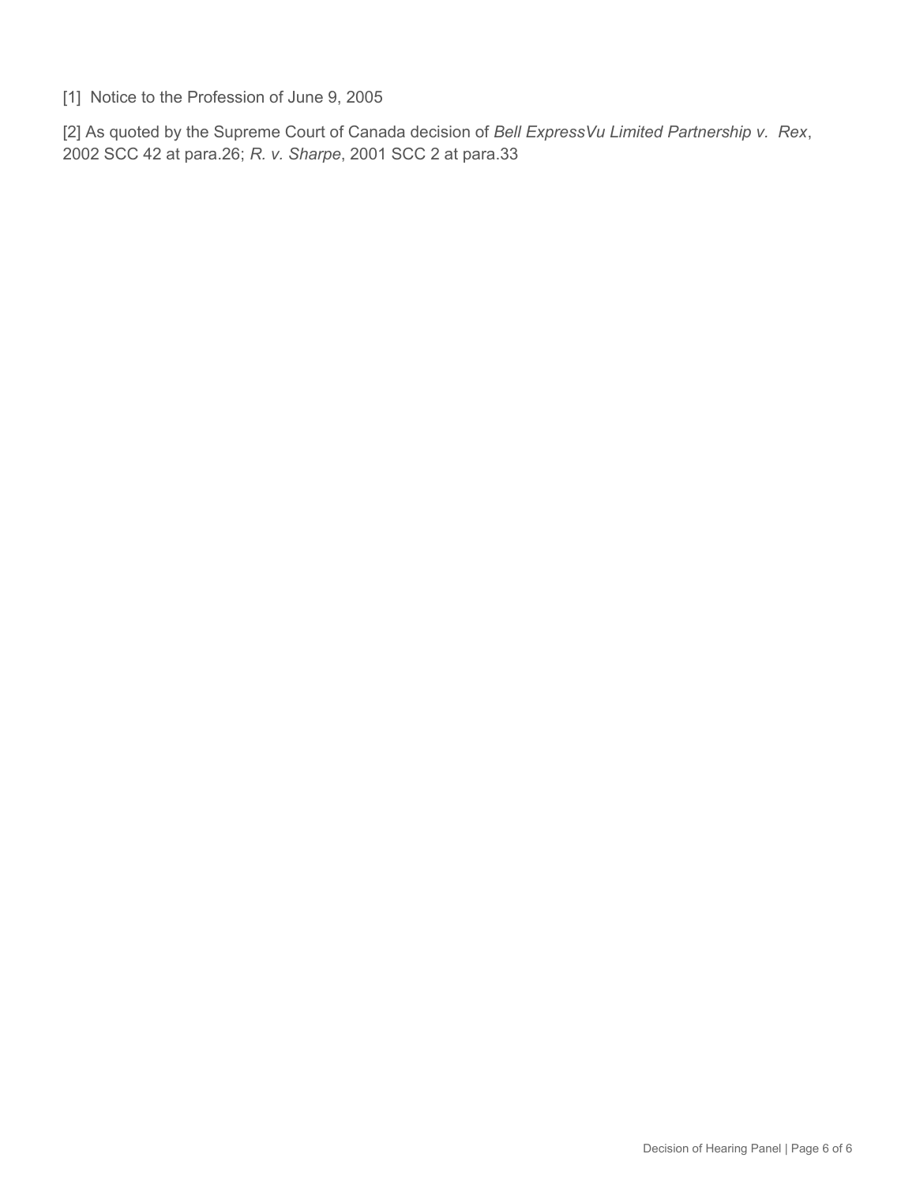[1] Notice to the Profession of June 9, 2005

[2] As quoted by the Supreme Court of Canada decision of *Bell ExpressVu Limited Partnership v. Rex*, 2002 SCC 42 at para.26; *R. v. Sharpe*, 2001 SCC 2 at para.33